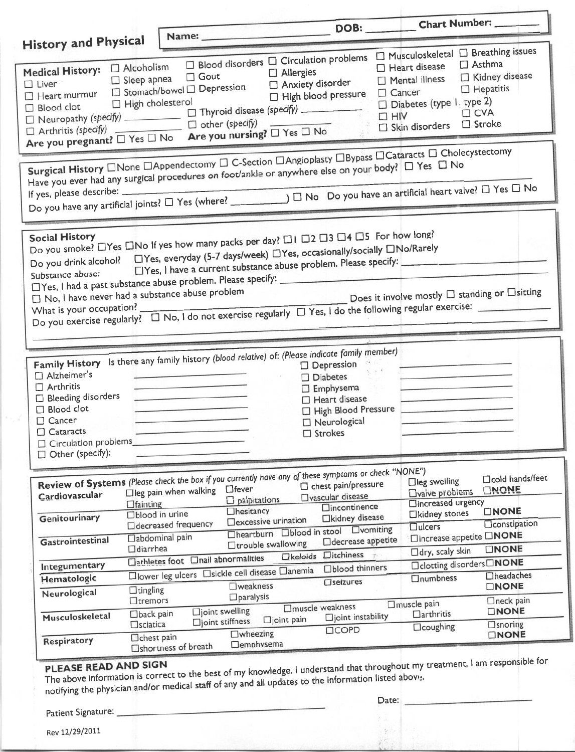# History and Physical

Name: ______________________ DOB: ________ Chart Number: ________

**Medical History:**

- ☐ Liver
- ☐ Heart murmur
- ☐ Blood clot
- ☐ Neuropathy *(specify)* ____________
- ☐ Arthritis *(specify)* ____________
- ☐ Alcoholism
- ☐ Sleep apnea
- ☐ Stomach/bowel
- ☐ High cholesterol
- ☐ Blood disorders
- ☐ Gout
- ☐ Depression
- ☐ Thyroid disease *(specify)* ____________
- ☐ other (specify) ____________
- ☐ Circulation problems
- ☐ Allergies
- ☐ Anxiety disorder
- ☐ High blood pressure
- ☐ Musculoskeletal
- ☐ Heart disease
- ☐ Mental illness
- ☐ Cancer
- ☐ Diabetes (type 1, type 2)
- ☐ HIV
- ☐ Skin disorders
- ☐ Breathing issues
- ☐ Asthma
- ☐ Kidney disease
- ☐ Hepatitis
- ☐ CVA
- ☐ Stroke

**Are you pregnant?** ☐ Yes ☐ No **Are you nursing?** ☐ Yes ☐ No

---

**Surgical History** ☐None ☐Appendectomy ☐ C-Section ☐Angioplasty ☐Bypass ☐Cataracts ☐ Cholecystectomy

Have you ever had any surgical procedures on foot/ankle or anywhere else on your body? ☐ Yes ☐ No

If yes, please describe: ____________________________________________

Do you have any artificial joints? ☐ Yes (where? ____________) ☐ No Do you have an artificial heart valve? ☐ Yes ☐ No

---

**Social History**

Do you smoke? ☐Yes ☐No If yes how many packs per day? ☐1 ☐2 ☐3 ☐4 ☐5 For how long?

Do you drink alcohol? ☐Yes, everyday (5-7 days/week) ☐Yes, occasionally/socially ☐No/Rarely

Substance abuse: ☐Yes, I have a current substance abuse problem. Please specify: ____________

☐Yes, I had a past substance abuse problem. Please specify: ____________

☐ No, I have never had a substance abuse problem

What is your occupation? ____________ Does it involve mostly ☐ standing or ☐sitting

Do you exercise regularly? ☐ No, I do not exercise regularly ☐ Yes, I do the following regular exercise: ____________

---

**Family History** Is there any family history *(blood relative)* of: *(Please indicate family member)*

- ☐ Alzheimer's ____________
- ☐ Arthritis ____________
- ☐ Bleeding disorders ____________
- ☐ Blood clot ____________
- ☐ Cancer ____________
- ☐ Cataracts ____________
- ☐ Circulation problems ____________
- ☐ Other (specify): ____________
- ☐ Depression ____________
- ☐ Diabetes ____________
- ☐ Emphysema ____________
- ☐ Heart disease ____________
- ☐ High Blood Pressure ____________
- ☐ Neurological ____________
- ☐ Strokes ____________

---

**Review of Systems** *(Please check the box if you currently have any of these symptoms or check "NONE")*

| System | Symptoms |
|---|---|
| **Cardiovascular** | ☐leg pain when walking ☐fainting ☐fever ☐palpitations ☐chest pain/pressure ☐vascular disease ☐leg swelling ☐valve problems ☐cold hands/feet ☐**NONE** |
| **Genitourinary** | ☐blood in urine ☐decreased frequency ☐hesitancy ☐excessive urination ☐incontinence ☐kidney disease ☐increased urgency ☐kidney stones ☐**NONE** |
| **Gastrointestinal** | ☐abdominal pain ☐diarrhea ☐heartburn ☐blood in stool ☐vomiting ☐trouble swallowing ☐decrease appetite ☐ulcers ☐constipation ☐increase appetite ☐**NONE** |
| **Integumentary** | ☐athletes foot ☐nail abnormalities ☐keloids ☐itchiness ☐dry, scaly skin ☐**NONE** |
| **Hematologic** | ☐lower leg ulcers ☐sickle cell disease ☐anemia ☐blood thinners ☐clotting disorders ☐**NONE** |
| **Neurological** | ☐tingling ☐tremors ☐weakness ☐paralysis ☐seizures ☐numbness ☐headaches ☐**NONE** |
| **Musculoskeletal** | ☐back pain ☐sciatica ☐joint swelling ☐joint stiffness ☐joint pain ☐muscle weakness ☐joint instability ☐muscle pain ☐arthritis ☐neck pain ☐**NONE** |
| **Respiratory** | ☐chest pain ☐shortness of breath ☐wheezing ☐emphysema ☐COPD ☐coughing ☐snoring ☐**NONE** |

**PLEASE READ AND SIGN**

The above information is correct to the best of my knowledge. I understand that throughout my treatment, I am responsible for notifying the physician and/or medical staff of any and all updates to the information listed above.

Date: ____________

Patient Signature: ____________________________

Rev 12/29/2011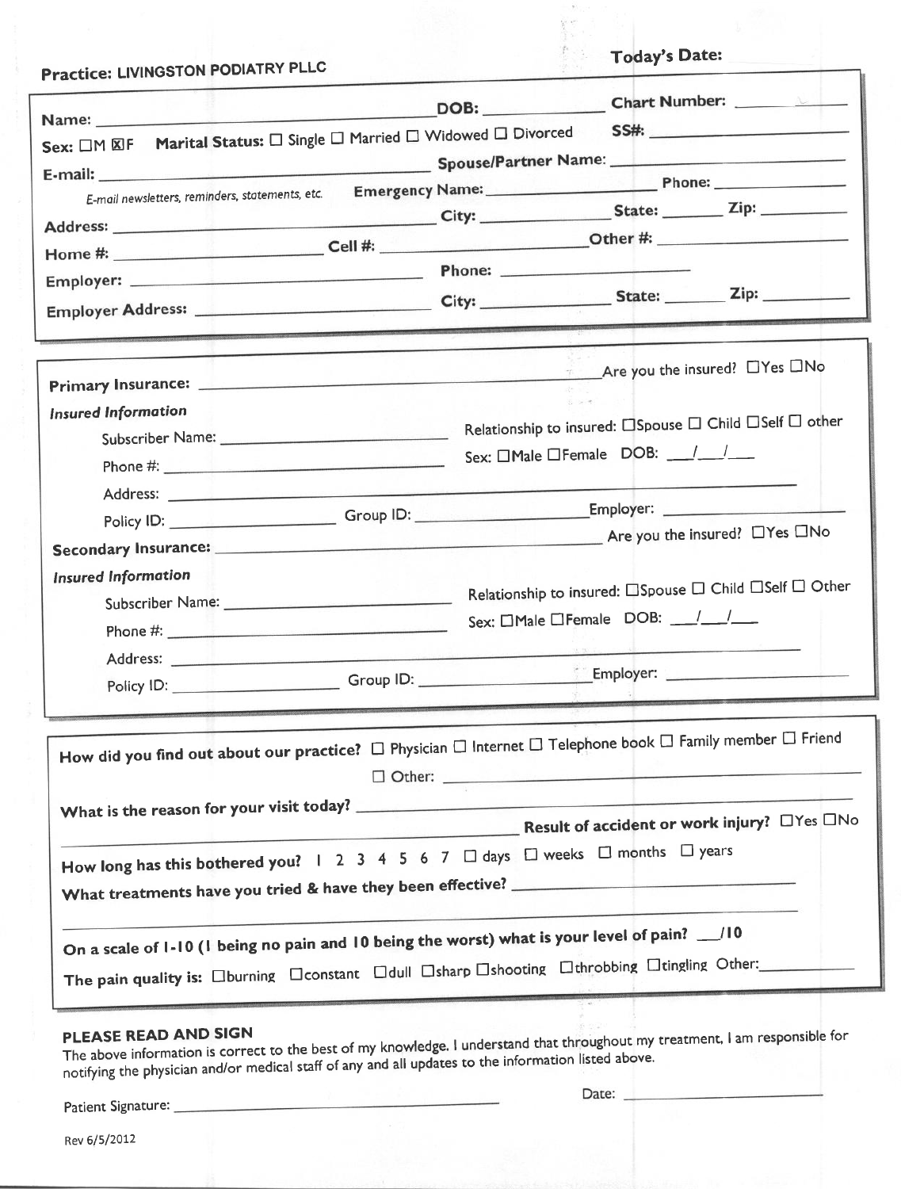**Practice: LIVINGSTON PODIATRY PLLC**

**Today's Date:**

**Name:** ______________________ **DOB:** __________ **Chart Number:** __________

**Sex:** ☐M ☒F **Marital Status:** ☐ Single ☐ Married ☐ Widowed ☐ Divorced **SS#:** __________

**E-mail:** ______________________ **Spouse/Partner Name:** __________

*E-mail newsletters, reminders, statements, etc.* **Emergency Name:** __________ **Phone:** __________

**Address:** ______________________ **City:** __________ **State:** ______ **Zip:** ______

**Home #:** __________ **Cell #:** __________ **Other #:** __________

**Employer:** ______________________ **Phone:** __________

**Employer Address:** ______________________ **City:** __________ **State:** ______ **Zip:** ______

---

**Primary Insurance:** ______________________ Are you the insured? ☐Yes ☐No

*Insured Information*

Subscriber Name: __________ Relationship to insured: ☐Spouse ☐ Child ☐Self ☐ other

Phone #: __________ Sex: ☐Male ☐Female DOB: ___/___/___

Address: ______________________

Policy ID: __________ Group ID: __________ Employer: __________

**Secondary Insurance:** ______________________ Are you the insured? ☐Yes ☐No

*Insured Information*

Subscriber Name: __________ Relationship to insured: ☐Spouse ☐ Child ☐Self ☐ Other

Phone #: __________ Sex: ☐Male ☐Female DOB: ___/___/___

Address: ______________________

Policy ID: __________ Group ID: __________ Employer: __________

---

**How did you find out about our practice?** ☐ Physician ☐ Internet ☐ Telephone book ☐ Family member ☐ Friend ☐ Other: __________

**What is the reason for your visit today?** ______________________

______________________ **Result of accident or work injury?** ☐Yes ☐No

**How long has this bothered you?** 1 2 3 4 5 6 7 ☐ days ☐ weeks ☐ months ☐ years

**What treatments have you tried & have they been effective?** ______________________

______________________

**On a scale of 1-10 (1 being no pain and 10 being the worst) what is your level of pain?** __/10

**The pain quality is:** ☐burning ☐constant ☐dull ☐sharp ☐shooting ☐throbbing ☐tingling Other: __________

---

**PLEASE READ AND SIGN**

The above information is correct to the best of my knowledge. I understand that throughout my treatment, I am responsible for notifying the physician and/or medical staff of any and all updates to the information listed above.

Patient Signature: ______________________ Date: __________

Rev 6/5/2012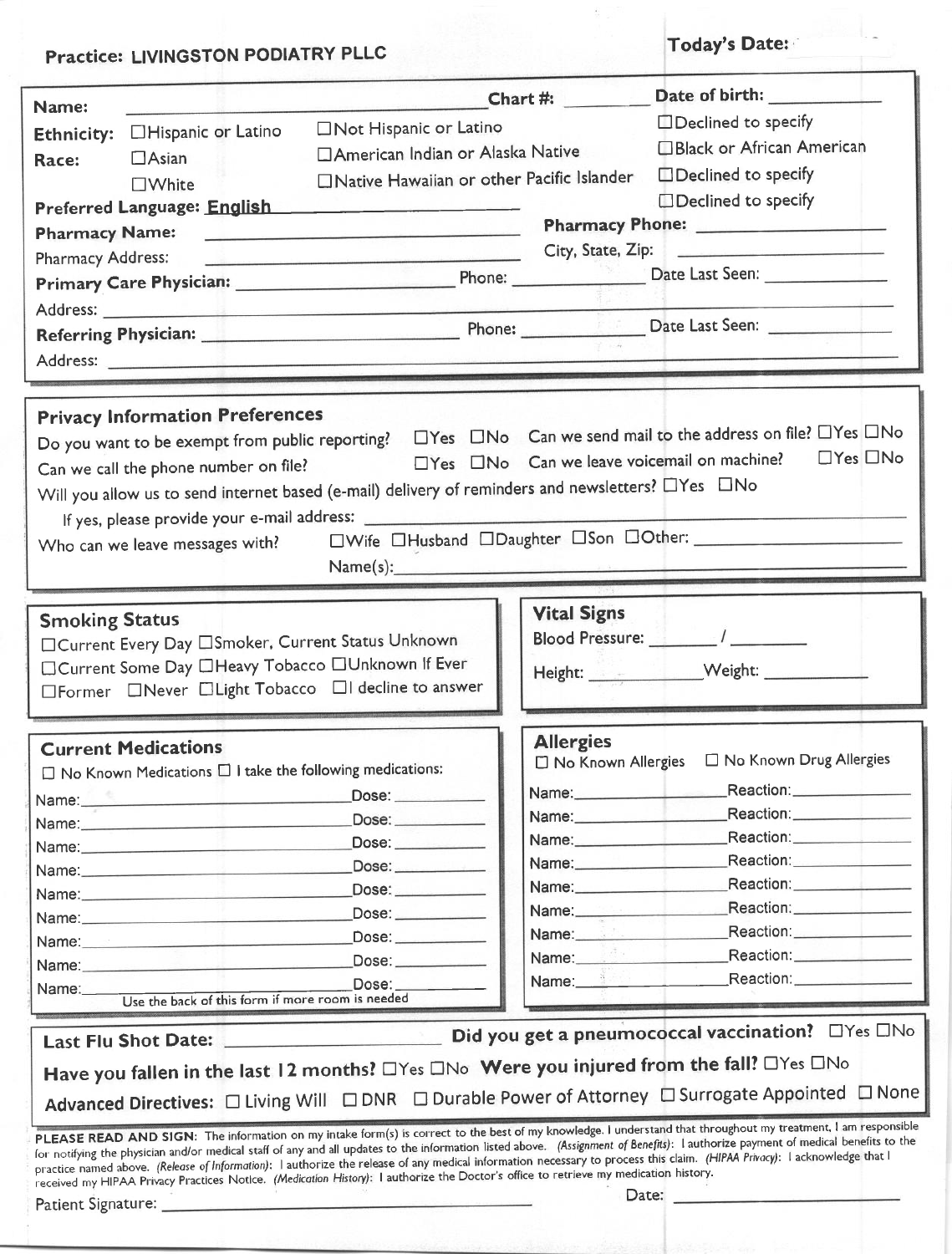**Practice: LIVINGSTON PODIATRY PLLC**

**Today's Date:**

**Name:** ____________________ **Chart #:** ________ **Date of birth:** ____________

**Ethnicity:** ☐Hispanic or Latino ☐Not Hispanic or Latino ☐Declined to specify

**Race:** ☐Asian ☐American Indian or Alaska Native ☐Black or African American ☐White ☐Native Hawaiian or other Pacific Islander ☐Declined to specify

☐Declined to specify

**Preferred Language: English**

**Pharmacy Name:** ____________________ **Pharmacy Phone:** ____________________

Pharmacy Address: ____________________ City, State, Zip: ____________________

**Primary Care Physician:** ____________________ Phone: ____________ Date Last Seen: ____________

Address: ____________________

**Referring Physician:** ____________________ Phone: ____________ Date Last Seen: ____________

Address: ____________________

## Privacy Information Preferences

Do you want to be exempt from public reporting? ☐Yes ☐No Can we send mail to the address on file? ☐Yes ☐No

Can we call the phone number on file? ☐Yes ☐No Can we leave voicemail on machine? ☐Yes ☐No

Will you allow us to send internet based (e-mail) delivery of reminders and newsletters? ☐Yes ☐No

If yes, please provide your e-mail address: ____________________

Who can we leave messages with? ☐Wife ☐Husband ☐Daughter ☐Son ☐Other: ____________________

Name(s): ____________________

## Smoking Status

☐Current Every Day ☐Smoker, Current Status Unknown
☐Current Some Day ☐Heavy Tobacco ☐Unknown If Ever
☐Former ☐Never ☐Light Tobacco ☐I decline to answer

## Vital Signs

Blood Pressure: ________ / ________

Height: ____________ Weight: ____________

## Current Medications

☐ No Known Medications ☐ I take the following medications:

| Name | Dose |
|---|---|
| | |
| | |
| | |
| | |
| | |
| | |
| | |
| | |
| | |

Use the back of this form if more room is needed

## Allergies

☐ No Known Allergies ☐ No Known Drug Allergies

| Name | Reaction |
|---|---|
| | |
| | |
| | |
| | |
| | |
| | |
| | |
| | |
| | |

**Last Flu Shot Date:** ____________________ **Did you get a pneumococcal vaccination?** ☐Yes ☐No

**Have you fallen in the last 12 months?** ☐Yes ☐No **Were you injured from the fall?** ☐Yes ☐No

**Advanced Directives:** ☐ Living Will ☐ DNR ☐ Durable Power of Attorney ☐ Surrogate Appointed ☐ None

**PLEASE READ AND SIGN**: The information on my intake form(s) is correct to the best of my knowledge. I understand that throughout my treatment, I am responsible for notifying the physician and/or medical staff of any and all updates to the information listed above. *(Assignment of Benefits)*: I authorize payment of medical benefits to the practice named above. *(Release of Information)*: I authorize the release of any medical information necessary to process this claim. *(HIPAA Privacy)*: I acknowledge that I received my HIPAA Privacy Practices Notice. *(Medication History)*: I authorize the Doctor's office to retrieve my medication history.

Patient Signature: ____________________ Date: ____________